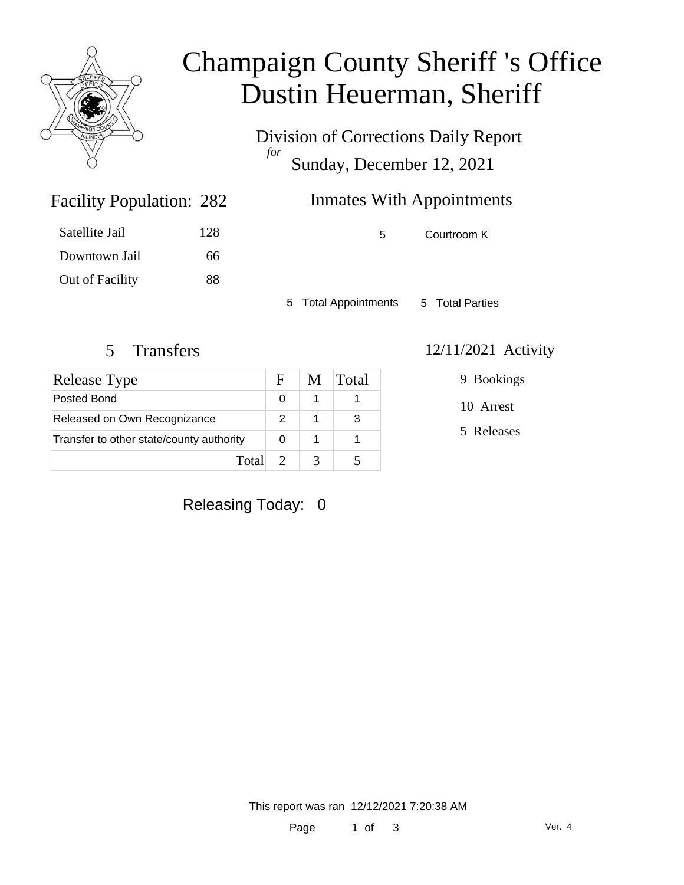# Champaign County Sheriff 's Office
# Dustin Heuerman, Sheriff

Division of Corrections Daily Report
*for*
Sunday, December 12, 2021

## Facility Population: 282

| | |
|---|---|
| Satellite Jail | 128 |
| Downtown Jail | 66 |
| Out of Facility | 88 |

## Inmates With Appointments

| | |
|---|---|
| 5 | Courtroom K |

5 Total Appointments   5 Total Parties

## 5 Transfers

| Release Type | F | M | Total |
|---|---|---|---|
| Posted Bond | 0 | 1 | 1 |
| Released on Own Recognizance | 2 | 1 | 3 |
| Transfer to other state/county authority | 0 | 1 | 1 |
| Total | 2 | 3 | 5 |

## 12/11/2021 Activity

9 Bookings

10 Arrest

5 Releases

Releasing Today: 0

This report was ran 12/12/2021 7:20:38 AM

Ver. 4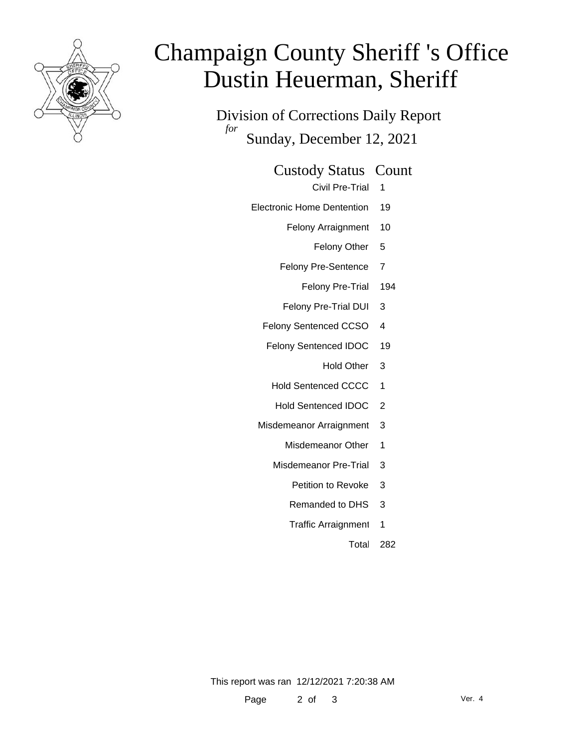# Champaign County Sheriff 's Office
# Dustin Heuerman, Sheriff

Division of Corrections Daily Report

*for*

Sunday, December 12, 2021

| Custody Status | Count |
|---|---|
| Civil Pre-Trial | 1 |
| Electronic Home Dentention | 19 |
| Felony Arraignment | 10 |
| Felony Other | 5 |
| Felony Pre-Sentence | 7 |
| Felony Pre-Trial | 194 |
| Felony Pre-Trial DUI | 3 |
| Felony Sentenced CCSO | 4 |
| Felony Sentenced IDOC | 19 |
| Hold Other | 3 |
| Hold Sentenced CCCC | 1 |
| Hold Sentenced IDOC | 2 |
| Misdemeanor Arraignment | 3 |
| Misdemeanor Other | 1 |
| Misdemeanor Pre-Trial | 3 |
| Petition to Revoke | 3 |
| Remanded to DHS | 3 |
| Traffic Arraignment | 1 |
| Total | 282 |

This report was ran 12/12/2021 7:20:38 AM

Ver. 4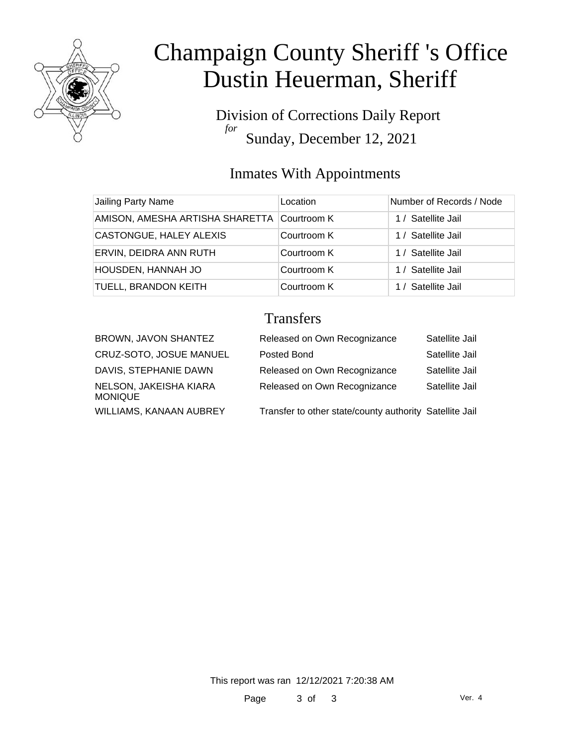# Champaign County Sheriff 's Office
# Dustin Heuerman, Sheriff

Division of Corrections Daily Report
*for*
Sunday, December 12, 2021

## Inmates With Appointments

| Jailing Party Name | Location | Number of Records / Node |
|---|---|---|
| AMISON, AMESHA ARTISHA SHARETTA | Courtroom K | 1 / Satellite Jail |
| CASTONGUE, HALEY ALEXIS | Courtroom K | 1 / Satellite Jail |
| ERVIN, DEIDRA ANN RUTH | Courtroom K | 1 / Satellite Jail |
| HOUSDEN, HANNAH JO | Courtroom K | 1 / Satellite Jail |
| TUELL, BRANDON KEITH | Courtroom K | 1 / Satellite Jail |

## Transfers

| | | |
|---|---|---|
| BROWN, JAVON SHANTEZ | Released on Own Recognizance | Satellite Jail |
| CRUZ-SOTO, JOSUE MANUEL | Posted Bond | Satellite Jail |
| DAVIS, STEPHANIE DAWN | Released on Own Recognizance | Satellite Jail |
| NELSON, JAKEISHA KIARA MONIQUE | Released on Own Recognizance | Satellite Jail |
| WILLIAMS, KANAAN AUBREY | Transfer to other state/county authority | Satellite Jail |

This report was ran 12/12/2021 7:20:38 AM

Ver. 4